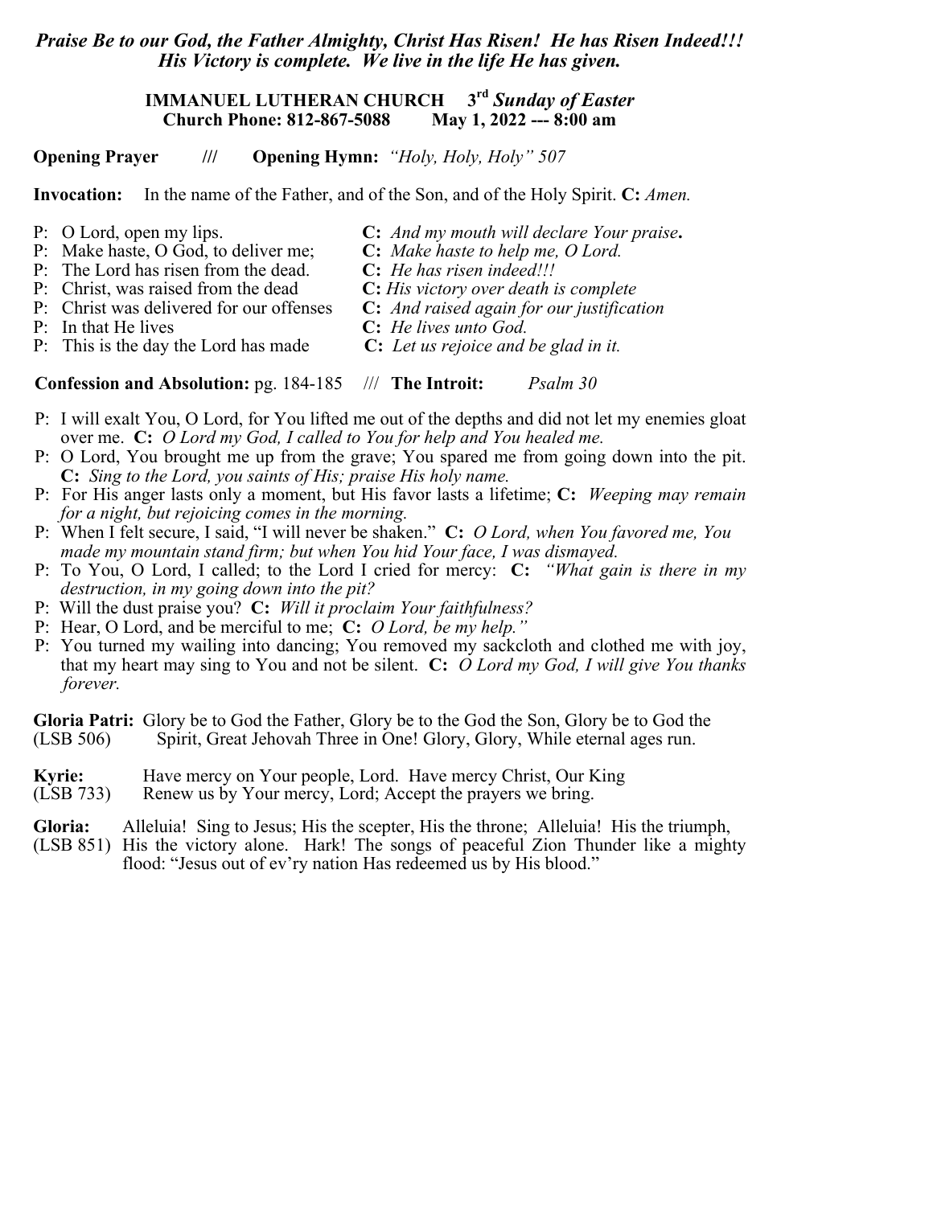***Praise Be to our God, the Father Almighty, Christ Has Risen! He has Risen Indeed!!!***
***His Victory is complete. We live in the life He has given.***

**IMMANUEL LUTHERAN CHURCH 3rd *Sunday of Easter***
**Church Phone: 812-867-5088 May 1, 2022 --- 8:00 am**

**Opening Prayer** /// **Opening Hymn:** *"Holy, Holy, Holy" 507*

**Invocation:** In the name of the Father, and of the Son, and of the Holy Spirit. **C:** *Amen.*

P: O Lord, open my lips. **C:** *And my mouth will declare Your praise***.**
P: Make haste, O God, to deliver me; **C:** *Make haste to help me, O Lord.*
P: The Lord has risen from the dead. **C:** *He has risen indeed!!!*
P: Christ, was raised from the dead **C:** *His victory over death is complete*
P: Christ was delivered for our offenses **C:** *And raised again for our justification*
P: In that He lives **C:** *He lives unto God.*
P: This is the day the Lord has made **C:** *Let us rejoice and be glad in it.*

**Confession and Absolution:** pg. 184-185 /// **The Introit:** *Psalm 30*

P: I will exalt You, O Lord, for You lifted me out of the depths and did not let my enemies gloat over me. **C:** *O Lord my God, I called to You for help and You healed me.*
P: O Lord, You brought me up from the grave; You spared me from going down into the pit. **C:** *Sing to the Lord, you saints of His; praise His holy name.*
P: For His anger lasts only a moment, but His favor lasts a lifetime; **C:** *Weeping may remain for a night, but rejoicing comes in the morning.*
P: When I felt secure, I said, "I will never be shaken." **C:** *O Lord, when You favored me, You made my mountain stand firm; but when You hid Your face, I was dismayed.*
P: To You, O Lord, I called; to the Lord I cried for mercy: **C:** *"What gain is there in my destruction, in my going down into the pit?*
P: Will the dust praise you? **C:** *Will it proclaim Your faithfulness?*
P: Hear, O Lord, and be merciful to me; **C:** *O Lord, be my help."*
P: You turned my wailing into dancing; You removed my sackcloth and clothed me with joy, that my heart may sing to You and not be silent. **C:** *O Lord my God, I will give You thanks forever.*

**Gloria Patri:** (LSB 506) Glory be to God the Father, Glory be to the God the Son, Glory be to God the Spirit, Great Jehovah Three in One! Glory, Glory, While eternal ages run.

**Kyrie:** (LSB 733) Have mercy on Your people, Lord. Have mercy Christ, Our King Renew us by Your mercy, Lord; Accept the prayers we bring.

**Gloria:** (LSB 851) Alleluia! Sing to Jesus; His the scepter, His the throne; Alleluia! His the triumph, His the victory alone. Hark! The songs of peaceful Zion Thunder like a mighty flood: "Jesus out of ev'ry nation Has redeemed us by His blood."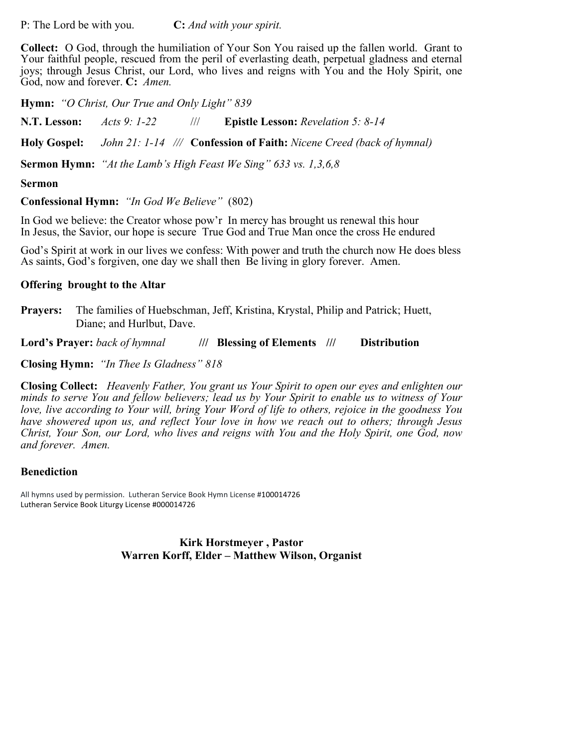P: The Lord be with you. **C:** *And with your spirit.*

**Collect:** O God, through the humiliation of Your Son You raised up the fallen world. Grant to Your faithful people, rescued from the peril of everlasting death, perpetual gladness and eternal joys; through Jesus Christ, our Lord, who lives and reigns with You and the Holy Spirit, one God, now and forever. **C:** *Amen.*

**Hymn:** *"O Christ, Our True and Only Light" 839*

**N.T. Lesson:** *Acts 9: 1-22* /// **Epistle Lesson:** *Revelation 5: 8-14*

**Holy Gospel:** *John 21: 1-14* /// **Confession of Faith:** *Nicene Creed (back of hymnal)*

**Sermon Hymn:** *"At the Lamb's High Feast We Sing" 633 vs. 1,3,6,8*

**Sermon**

**Confessional Hymn:** *"In God We Believe"* (802)

In God we believe: the Creator whose pow'r In mercy has brought us renewal this hour
In Jesus, the Savior, our hope is secure True God and True Man once the cross He endured

God's Spirit at work in our lives we confess: With power and truth the church now He does bless
As saints, God's forgiven, one day we shall then Be living in glory forever. Amen.

**Offering brought to the Altar**

**Prayers:** The families of Huebschman, Jeff, Kristina, Krystal, Philip and Patrick; Huett, Diane; and Hurlbut, Dave.

**Lord's Prayer:** *back of hymnal* /// **Blessing of Elements** /// **Distribution**

**Closing Hymn:** *"In Thee Is Gladness" 818*

**Closing Collect:** *Heavenly Father, You grant us Your Spirit to open our eyes and enlighten our minds to serve You and fellow believers; lead us by Your Spirit to enable us to witness of Your love, live according to Your will, bring Your Word of life to others, rejoice in the goodness You have showered upon us, and reflect Your love in how we reach out to others; through Jesus Christ, Your Son, our Lord, who lives and reigns with You and the Holy Spirit, one God, now and forever. Amen.*

**Benediction**

All hymns used by permission. Lutheran Service Book Hymn License #100014726
Lutheran Service Book Liturgy License #000014726

**Kirk Horstmeyer , Pastor**
**Warren Korff, Elder – Matthew Wilson, Organist**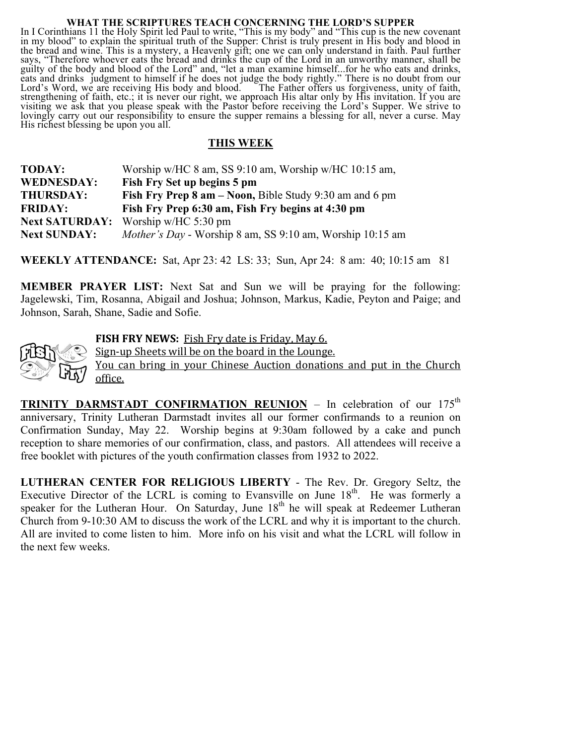## WHAT THE SCRIPTURES TEACH CONCERNING THE LORD'S SUPPER

In I Corinthians 11 the Holy Spirit led Paul to write, "This is my body" and "This cup is the new covenant in my blood" to explain the spiritual truth of the Supper: Christ is truly present in His body and blood in the bread and wine. This is a mystery, a Heavenly gift; one we can only understand in faith. Paul further says, "Therefore whoever eats the bread and drinks the cup of the Lord in an unworthy manner, shall be guilty of the body and blood of the Lord" and, "let a man examine himself...for he who eats and drinks, eats and drinks judgment to himself if he does not judge the body rightly." There is no doubt from our Lord's Word, we are receiving His body and blood. The Father offers us forgiveness, unity of faith, strengthening of faith, etc.; it is never our right, we approach His altar only by His invitation. If you are visiting we ask that you please speak with the Pastor before receiving the Lord's Supper. We strive to lovingly carry out our responsibility to ensure the supper remains a blessing for all, never a curse. May His richest blessing be upon you all.

## THIS WEEK

| | |
|---|---|
| **TODAY:** | Worship w/HC 8 am, SS 9:10 am, Worship w/HC 10:15 am, |
| **WEDNESDAY:** | **Fish Fry Set up begins 5 pm** |
| **THURSDAY:** | **Fish Fry Prep 8 am – Noon,** Bible Study 9:30 am and 6 pm |
| **FRIDAY:** | **Fish Fry Prep 6:30 am, Fish Fry begins at 4:30 pm** |
| **Next SATURDAY:** | Worship w/HC 5:30 pm |
| **Next SUNDAY:** | *Mother's Day* - Worship 8 am, SS 9:10 am, Worship 10:15 am |

**WEEKLY ATTENDANCE:** Sat, Apr 23: 42 LS: 33; Sun, Apr 24: 8 am: 40; 10:15 am 81

**MEMBER PRAYER LIST:** Next Sat and Sun we will be praying for the following: Jagelewski, Tim, Rosanna, Abigail and Joshua; Johnson, Markus, Kadie, Peyton and Paige; and Johnson, Sarah, Shane, Sadie and Sofie.

**FISH FRY NEWS:** Fish Fry date is Friday, May 6.
Sign-up Sheets will be on the board in the Lounge.
You can bring in your Chinese Auction donations and put in the Church office.

**TRINITY DARMSTADT CONFIRMATION REUNION** – In celebration of our 175th anniversary, Trinity Lutheran Darmstadt invites all our former confirmands to a reunion on Confirmation Sunday, May 22. Worship begins at 9:30am followed by a cake and punch reception to share memories of our confirmation, class, and pastors. All attendees will receive a free booklet with pictures of the youth confirmation classes from 1932 to 2022.

**LUTHERAN CENTER FOR RELIGIOUS LIBERTY** - The Rev. Dr. Gregory Seltz, the Executive Director of the LCRL is coming to Evansville on June 18th. He was formerly a speaker for the Lutheran Hour. On Saturday, June 18th he will speak at Redeemer Lutheran Church from 9-10:30 AM to discuss the work of the LCRL and why it is important to the church. All are invited to come listen to him. More info on his visit and what the LCRL will follow in the next few weeks.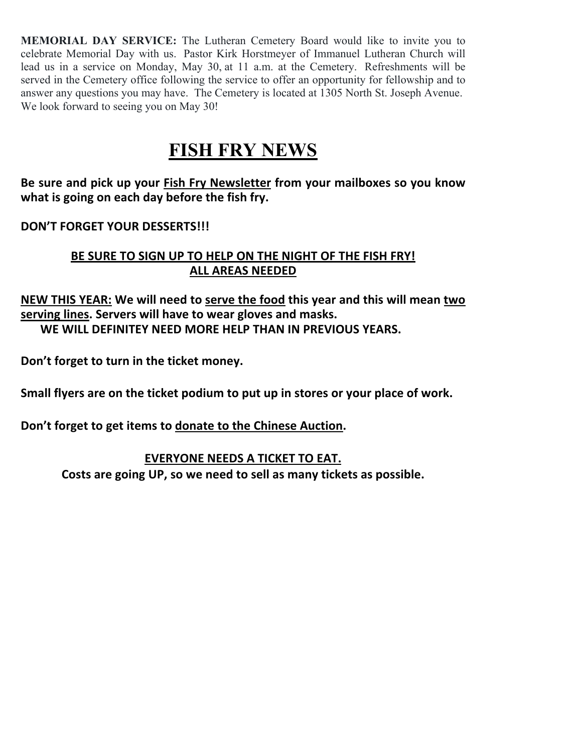**MEMORIAL DAY SERVICE:** The Lutheran Cemetery Board would like to invite you to celebrate Memorial Day with us. Pastor Kirk Horstmeyer of Immanuel Lutheran Church will lead us in a service on Monday, May 30, at 11 a.m. at the Cemetery. Refreshments will be served in the Cemetery office following the service to offer an opportunity for fellowship and to answer any questions you may have. The Cemetery is located at 1305 North St. Joseph Avenue. We look forward to seeing you on May 30!

# FISH FRY NEWS

**Be sure and pick up your Fish Fry Newsletter from your mailboxes so you know what is going on each day before the fish fry.**

**DON'T FORGET YOUR DESSERTS!!!**

**BE SURE TO SIGN UP TO HELP ON THE NIGHT OF THE FISH FRY!**
**ALL AREAS NEEDED**

**NEW THIS YEAR: We will need to serve the food this year and this will mean two serving lines. Servers will have to wear gloves and masks.**
**WE WILL DEFINITEY NEED MORE HELP THAN IN PREVIOUS YEARS.**

**Don't forget to turn in the ticket money.**

**Small flyers are on the ticket podium to put up in stores or your place of work.**

**Don't forget to get items to donate to the Chinese Auction.**

**EVERYONE NEEDS A TICKET TO EAT.**
**Costs are going UP, so we need to sell as many tickets as possible.**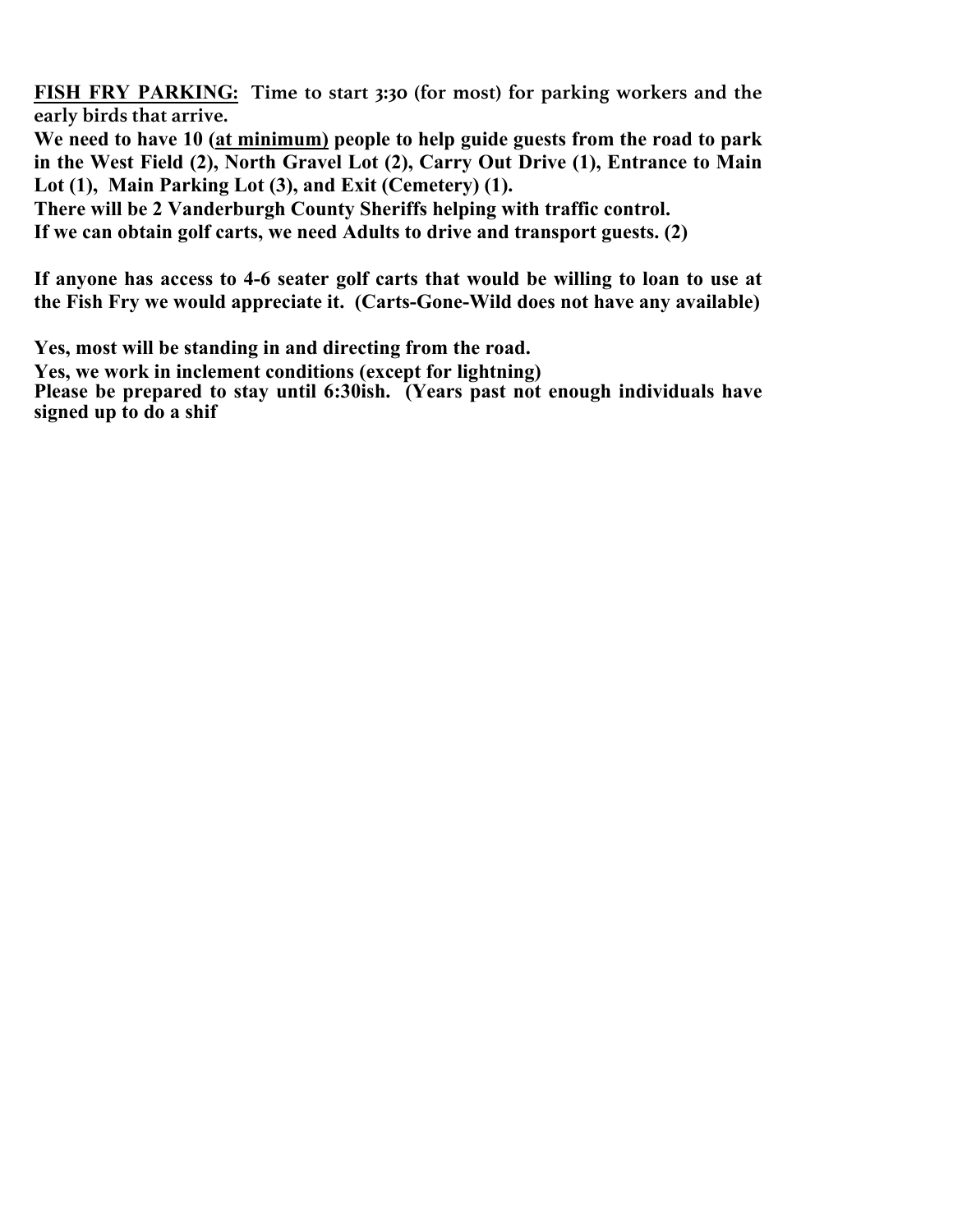**<u>FISH FRY PARKING:</u>** **Time to start 3:30 (for most) for parking workers and the early birds that arrive.**

**We need to have 10 (<u>at minimum)</u> people to help guide guests from the road to park in the West Field (2), North Gravel Lot (2), Carry Out Drive (1), Entrance to Main Lot (1), Main Parking Lot (3), and Exit (Cemetery) (1).**

**There will be 2 Vanderburgh County Sheriffs helping with traffic control.**

**If we can obtain golf carts, we need Adults to drive and transport guests. (2)**

**If anyone has access to 4-6 seater golf carts that would be willing to loan to use at the Fish Fry we would appreciate it. (Carts-Gone-Wild does not have any available)**

**Yes, most will be standing in and directing from the road.**

**Yes, we work in inclement conditions (except for lightning)**

**Please be prepared to stay until 6:30ish. (Years past not enough individuals have signed up to do a shif**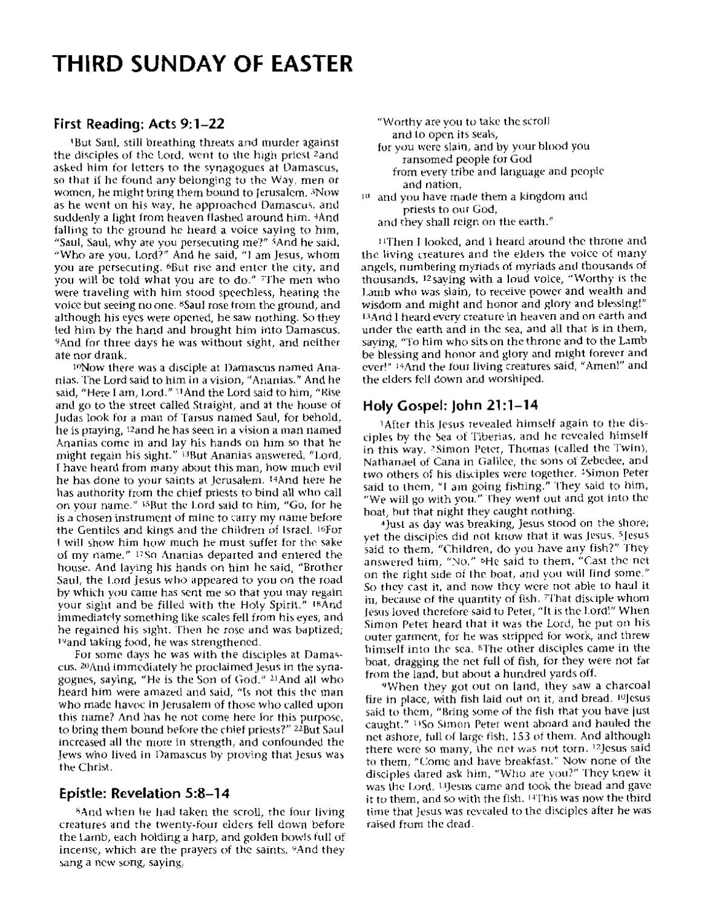# THIRD SUNDAY OF EASTER

## First Reading: Acts 9:1–22

[1]But Saul, still breathing threats and murder against the disciples of the Lord, went to the high priest [2]and asked him for letters to the synagogues at Damascus, so that if he found any belonging to the Way, men or women, he might bring them bound to Jerusalem. [3]Now as he went on his way, he approached Damascus, and suddenly a light from heaven flashed around him. [4]And falling to the ground he heard a voice saying to him, "Saul, Saul, why are you persecuting me?" [5]And he said, "Who are you, Lord?" And he said, "I am Jesus, whom you are persecuting. [6]But rise and enter the city, and you will be told what you are to do." [7]The men who were traveling with him stood speechless, hearing the voice but seeing no one. [8]Saul rose from the ground, and although his eyes were opened, he saw nothing. So they led him by the hand and brought him into Damascus. [9]And for three days he was without sight, and neither ate nor drank.

[10]Now there was a disciple at Damascus named Ananias. The Lord said to him in a vision, "Ananias." And he said, "Here I am, Lord." [11]And the Lord said to him, "Rise and go to the street called Straight, and at the house of Judas look for a man of Tarsus named Saul, for behold, he is praying, [12]and he has seen in a vision a man named Ananias come in and lay his hands on him so that he might regain his sight." [13]But Ananias answered, "Lord, I have heard from many about this man, how much evil he has done to your saints at Jerusalem. [14]And here he has authority from the chief priests to bind all who call on your name." [15]But the Lord said to him, "Go, for he is a chosen instrument of mine to carry my name before the Gentiles and kings and the children of Israel. [16]For I will show him how much he must suffer for the sake of my name." [17]So Ananias departed and entered the house. And laying his hands on him he said, "Brother Saul, the Lord Jesus who appeared to you on the road by which you came has sent me so that you may regain your sight and be filled with the Holy Spirit." [18]And immediately something like scales fell from his eyes, and he regained his sight. Then he rose and was baptized; [19]and taking food, he was strengthened.

For some days he was with the disciples at Damascus. [20]And immediately he proclaimed Jesus in the synagogues, saying, "He is the Son of God." [21]And all who heard him were amazed and said, "Is not this the man who made havoc in Jerusalem of those who called upon this name? And has he not come here for this purpose, to bring them bound before the chief priests?" [22]But Saul increased all the more in strength, and confounded the Jews who lived in Damascus by proving that Jesus was the Christ.

## Epistle: Revelation 5:8–14

[8]And when he had taken the scroll, the four living creatures and the twenty-four elders fell down before the Lamb, each holding a harp, and golden bowls full of incense, which are the prayers of the saints. [9]And they sang a new song, saying,

"Worthy are you to take the scroll
  and to open its seals,
for you were slain, and by your blood you
    ransomed people for God
  from every tribe and language and people
    and nation,
[10] and you have made them a kingdom and
    priests to our God,
  and they shall reign on the earth."

[11]Then I looked, and I heard around the throne and the living creatures and the elders the voice of many angels, numbering myriads of myriads and thousands of thousands, [12]saying with a loud voice, "Worthy is the Lamb who was slain, to receive power and wealth and wisdom and might and honor and glory and blessing!" [13]And I heard every creature in heaven and on earth and under the earth and in the sea, and all that is in them, saying, "To him who sits on the throne and to the Lamb be blessing and honor and glory and might forever and ever!" [14]And the four living creatures said, "Amen!" and the elders fell down and worshiped.

## Holy Gospel: John 21:1–14

[1]After this Jesus revealed himself again to the disciples by the Sea of Tiberias, and he revealed himself in this way. [2]Simon Peter, Thomas (called the Twin), Nathanael of Cana in Galilee, the sons of Zebedee, and two others of his disciples were together. [3]Simon Peter said to them, "I am going fishing." They said to him, "We will go with you." They went out and got into the boat, but that night they caught nothing.

[4]Just as day was breaking, Jesus stood on the shore; yet the disciples did not know that it was Jesus. [5]Jesus said to them, "Children, do you have any fish?" They answered him, "No." [6]He said to them, "Cast the net on the right side of the boat, and you will find some." So they cast it, and now they were not able to haul it in, because of the quantity of fish. [7]That disciple whom Jesus loved therefore said to Peter, "It is the Lord!" When Simon Peter heard that it was the Lord, he put on his outer garment, for he was stripped for work, and threw himself into the sea. [8]The other disciples came in the boat, dragging the net full of fish, for they were not far from the land, but about a hundred yards off.

[9]When they got out on land, they saw a charcoal fire in place, with fish laid out on it, and bread. [10]Jesus said to them, "Bring some of the fish that you have just caught." [11]So Simon Peter went aboard and hauled the net ashore, full of large fish, 153 of them. And although there were so many, the net was not torn. [12]Jesus said to them, "Come and have breakfast." Now none of the disciples dared ask him, "Who are you?" They knew it was the Lord. [13]Jesus came and took the bread and gave it to them, and so with the fish. [14]This was now the third time that Jesus was revealed to the disciples after he was raised from the dead.